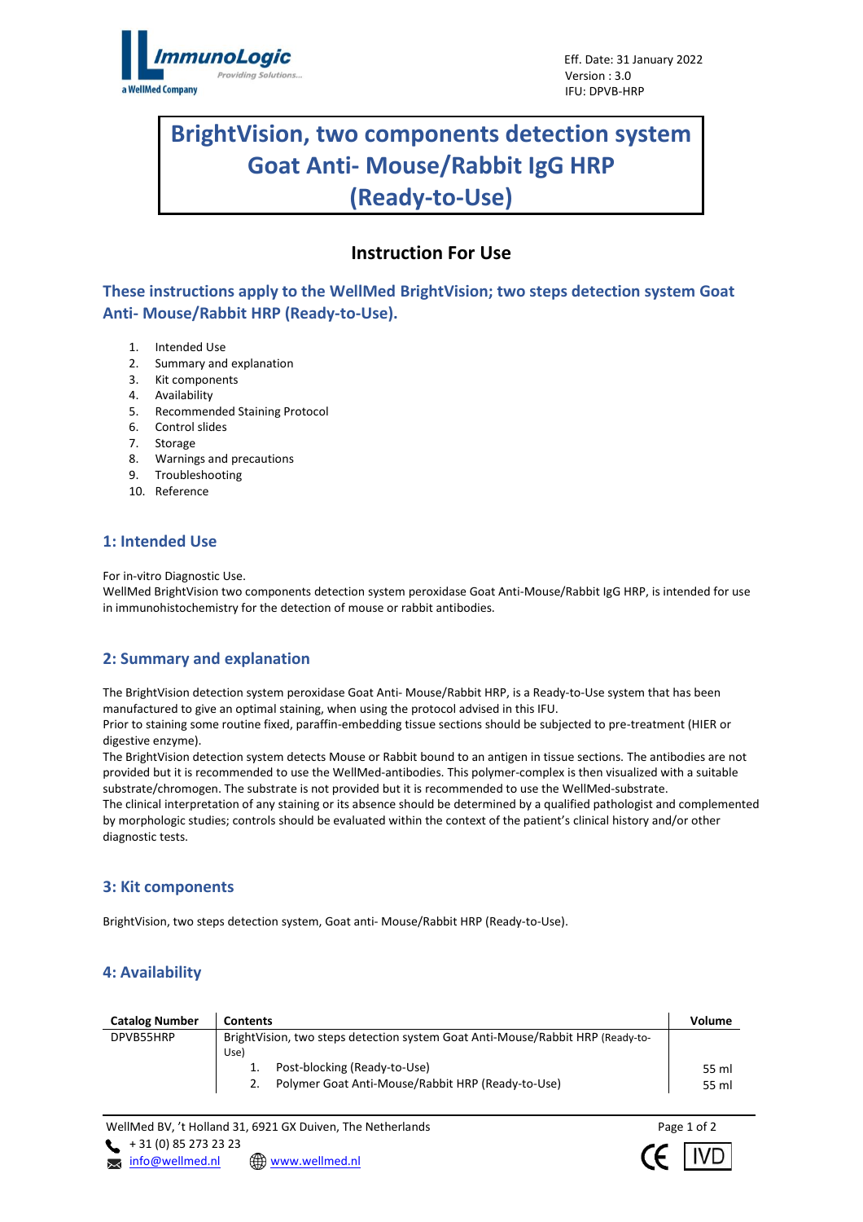Eff. Date: 31 January 2022
Version : 3.0
IFU: DPVB-HRP

# BrightVision, two components detection system Goat Anti- Mouse/Rabbit IgG HRP (Ready-to-Use)

## Instruction For Use

### These instructions apply to the WellMed BrightVision; two steps detection system Goat Anti- Mouse/Rabbit HRP (Ready-to-Use).

1. Intended Use
2. Summary and explanation
3. Kit components
4. Availability
5. Recommended Staining Protocol
6. Control slides
7. Storage
8. Warnings and precautions
9. Troubleshooting
10. Reference

## 1: Intended Use

For in-vitro Diagnostic Use.
WellMed BrightVision two components detection system peroxidase Goat Anti-Mouse/Rabbit IgG HRP, is intended for use in immunohistochemistry for the detection of mouse or rabbit antibodies.

## 2: Summary and explanation

The BrightVision detection system peroxidase Goat Anti- Mouse/Rabbit HRP, is a Ready-to-Use system that has been manufactured to give an optimal staining, when using the protocol advised in this IFU.
Prior to staining some routine fixed, paraffin-embedding tissue sections should be subjected to pre-treatment (HIER or digestive enzyme).
The BrightVision detection system detects Mouse or Rabbit bound to an antigen in tissue sections. The antibodies are not provided but it is recommended to use the WellMed-antibodies. This polymer-complex is then visualized with a suitable substrate/chromogen. The substrate is not provided but it is recommended to use the WellMed-substrate.
The clinical interpretation of any staining or its absence should be determined by a qualified pathologist and complemented by morphologic studies; controls should be evaluated within the context of the patient's clinical history and/or other diagnostic tests.

## 3: Kit components

BrightVision, two steps detection system, Goat anti- Mouse/Rabbit HRP (Ready-to-Use).

## 4: Availability

| Catalog Number | Contents | Volume |
|---|---|---|
| DPVB55HRP | BrightVision, two steps detection system Goat Anti-Mouse/Rabbit HRP (Ready-to-Use) | |
| | 1. Post-blocking (Ready-to-Use) | 55 ml |
| | 2. Polymer Goat Anti-Mouse/Rabbit HRP (Ready-to-Use) | 55 ml |

WellMed BV, 't Holland 31, 6921 GX Duiven, The Netherlands
+ 31 (0) 85 273 23 23
info@wellmed.nl www.wellmed.nl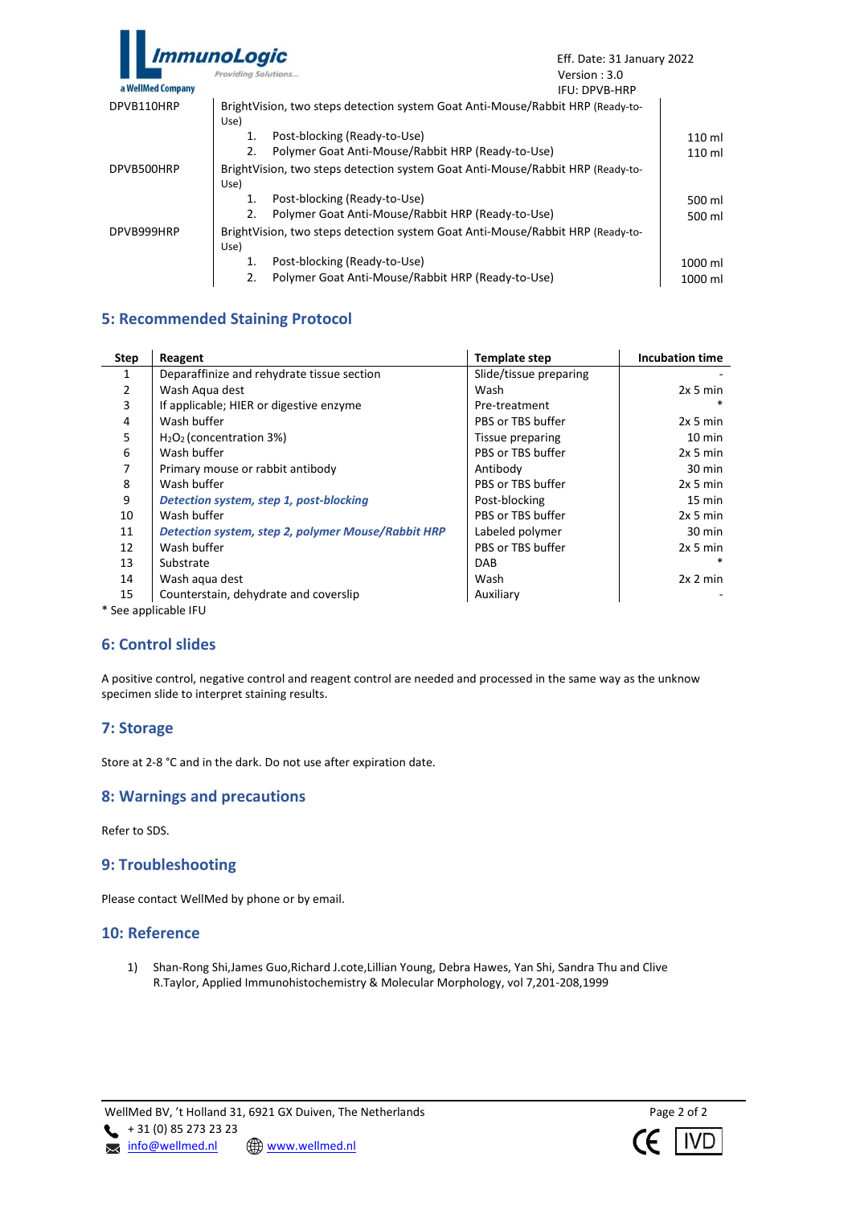| | | |
|---|---|---|
| DPVB110HRP | BrightVision, two steps detection system Goat Anti-Mouse/Rabbit HRP (Ready-to-Use) | |
| | 1. Post-blocking (Ready-to-Use) | 110 ml |
| | 2. Polymer Goat Anti-Mouse/Rabbit HRP (Ready-to-Use) | 110 ml |
| DPVB500HRP | BrightVision, two steps detection system Goat Anti-Mouse/Rabbit HRP (Ready-to-Use) | |
| | 1. Post-blocking (Ready-to-Use) | 500 ml |
| | 2. Polymer Goat Anti-Mouse/Rabbit HRP (Ready-to-Use) | 500 ml |
| DPVB999HRP | BrightVision, two steps detection system Goat Anti-Mouse/Rabbit HRP (Ready-to-Use) | |
| | 1. Post-blocking (Ready-to-Use) | 1000 ml |
| | 2. Polymer Goat Anti-Mouse/Rabbit HRP (Ready-to-Use) | 1000 ml |

## 5: Recommended Staining Protocol

| Step | Reagent | Template step | Incubation time |
|---|---|---|---|
| 1 | Deparaffinize and rehydrate tissue section | Slide/tissue preparing | - |
| 2 | Wash Aqua dest | Wash | 2x 5 min |
| 3 | If applicable; HIER or digestive enzyme | Pre-treatment | * |
| 4 | Wash buffer | PBS or TBS buffer | 2x 5 min |
| 5 | $H_2O_2$ (concentration 3%) | Tissue preparing | 10 min |
| 6 | Wash buffer | PBS or TBS buffer | 2x 5 min |
| 7 | Primary mouse or rabbit antibody | Antibody | 30 min |
| 8 | Wash buffer | PBS or TBS buffer | 2x 5 min |
| 9 | ***Detection system, step 1, post-blocking*** | Post-blocking | 15 min |
| 10 | Wash buffer | PBS or TBS buffer | 2x 5 min |
| 11 | ***Detection system, step 2, polymer Mouse/Rabbit HRP*** | Labeled polymer | 30 min |
| 12 | Wash buffer | PBS or TBS buffer | 2x 5 min |
| 13 | Substrate | DAB | * |
| 14 | Wash aqua dest | Wash | 2x 2 min |
| 15 | Counterstain, dehydrate and coverslip | Auxiliary | - |

* See applicable IFU

## 6: Control slides

A positive control, negative control and reagent control are needed and processed in the same way as the unknow specimen slide to interpret staining results.

## 7: Storage

Store at 2-8 °C and in the dark. Do not use after expiration date.

## 8: Warnings and precautions

Refer to SDS.

## 9: Troubleshooting

Please contact WellMed by phone or by email.

## 10: Reference

1) Shan-Rong Shi,James Guo,Richard J.cote,Lillian Young, Debra Hawes, Yan Shi, Sandra Thu and Clive R.Taylor, Applied Immunohistochemistry & Molecular Morphology, vol 7,201-208,1999

WellMed BV, 't Holland 31, 6921 GX Duiven, The Netherlands
+ 31 (0) 85 273 23 23
info@wellmed.nl www.wellmed.nl